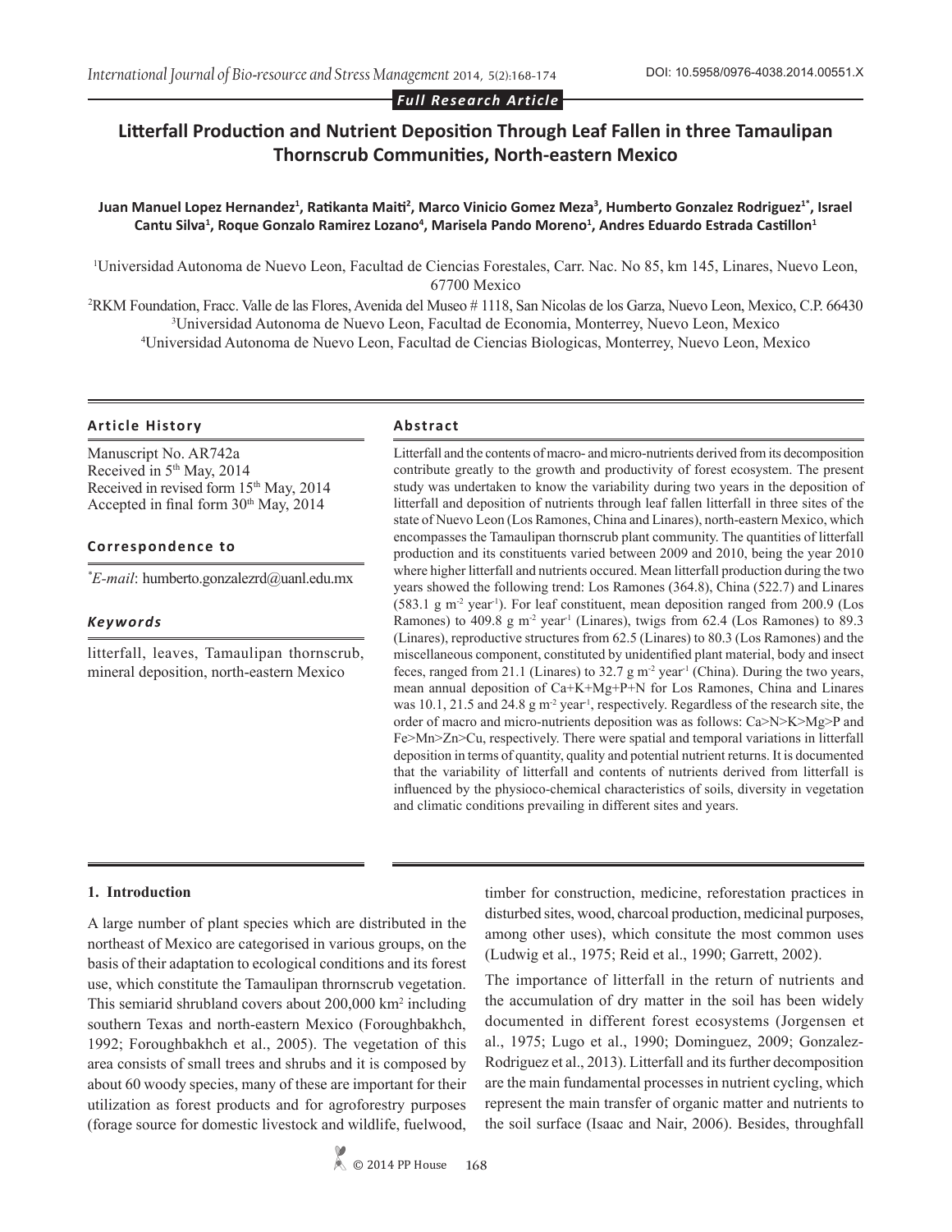*Full Research Article*

# Litterfall Production and Nutrient Deposition Through Leaf Fallen in three Tamaulipan Thornscrub Communities, North-eastern Mexico

**Juan Manuel Lopez Hernandez[1], Ratikanta Maiti[2], Marco Vinicio Gomez Meza[3], Humberto Gonzalez Rodriguez[1*], Israel Cantu Silva[1], Roque Gonzalo Ramirez Lozano[4], Marisela Pando Moreno[1], Andres Eduardo Estrada Castillon[1]**

[1]Universidad Autonoma de Nuevo Leon, Facultad de Ciencias Forestales, Carr. Nac. No 85, km 145, Linares, Nuevo Leon, 67700 Mexico

[2]RKM Foundation, Fracc. Valle de las Flores, Avenida del Museo # 1118, San Nicolas de los Garza, Nuevo Leon, Mexico, C.P. 66430

[3]Universidad Autonoma de Nuevo Leon, Facultad de Economia, Monterrey, Nuevo Leon, Mexico

[4]Universidad Autonoma de Nuevo Leon, Facultad de Ciencias Biologicas, Monterrey, Nuevo Leon, Mexico

### Article History

Manuscript No. AR742a
Received in 5th May, 2014
Received in revised form 15th May, 2014
Accepted in final form 30th May, 2014

### Correspondence to

*E-mail*: humberto.gonzalezrd@uanl.edu.mx

### Keywords

litterfall, leaves, Tamaulipan thornscrub, mineral deposition, north-eastern Mexico

### Abstract

Litterfall and the contents of macro- and micro-nutrients derived from its decomposition contribute greatly to the growth and productivity of forest ecosystem. The present study was undertaken to know the variability during two years in the deposition of litterfall and deposition of nutrients through leaf fallen litterfall in three sites of the state of Nuevo Leon (Los Ramones, China and Linares), north-eastern Mexico, which encompasses the Tamaulipan thornscrub plant community. The quantities of litterfall production and its constituents varied between 2009 and 2010, being the year 2010 where higher litterfall and nutrients occured. Mean litterfall production during the two years showed the following trend: Los Ramones (364.8), China (522.7) and Linares (583.1 g $m^{-2}$ $year^{-1}$). For leaf constituent, mean deposition ranged from 200.9 (Los Ramones) to 409.8 g $m^{-2}$ $year^{-1}$ (Linares), twigs from 62.4 (Los Ramones) to 89.3 (Linares), reproductive structures from 62.5 (Linares) to 80.3 (Los Ramones) and the miscellaneous component, constituted by unidentified plant material, body and insect feces, ranged from 21.1 (Linares) to 32.7 g $m^{-2}$ $year^{-1}$ (China). During the two years, mean annual deposition of Ca+K+Mg+P+N for Los Ramones, China and Linares was 10.1, 21.5 and 24.8 g $m^{-2}$ $year^{-1}$, respectively. Regardless of the research site, the order of macro and micro-nutrients deposition was as follows: Ca>N>K>Mg>P and Fe>Mn>Zn>Cu, respectively. There were spatial and temporal variations in litterfall deposition in terms of quantity, quality and potential nutrient returns. It is documented that the variability of litterfall and contents of nutrients derived from litterfall is influenced by the physioco-chemical characteristics of soils, diversity in vegetation and climatic conditions prevailing in different sites and years.

## 1. Introduction

A large number of plant species which are distributed in the northeast of Mexico are categorised in various groups, on the basis of their adaptation to ecological conditions and its forest use, which constitute the Tamaulipan thrornscrub vegetation. This semiarid shrubland covers about 200,000 km$^2$ including southern Texas and north-eastern Mexico (Foroughbakhch, 1992; Foroughbakhch et al., 2005). The vegetation of this area consists of small trees and shrubs and it is composed by about 60 woody species, many of these are important for their utilization as forest products and for agroforestry purposes (forage source for domestic livestock and wildlife, fuelwood, timber for construction, medicine, reforestation practices in disturbed sites, wood, charcoal production, medicinal purposes, among other uses), which consitute the most common uses (Ludwig et al., 1975; Reid et al., 1990; Garrett, 2002).

The importance of litterfall in the return of nutrients and the accumulation of dry matter in the soil has been widely documented in different forest ecosystems (Jorgensen et al., 1975; Lugo et al., 1990; Dominguez, 2009; Gonzalez-Rodriguez et al., 2013). Litterfall and its further decomposition are the main fundamental processes in nutrient cycling, which represent the main transfer of organic matter and nutrients to the soil surface (Isaac and Nair, 2006). Besides, throughfall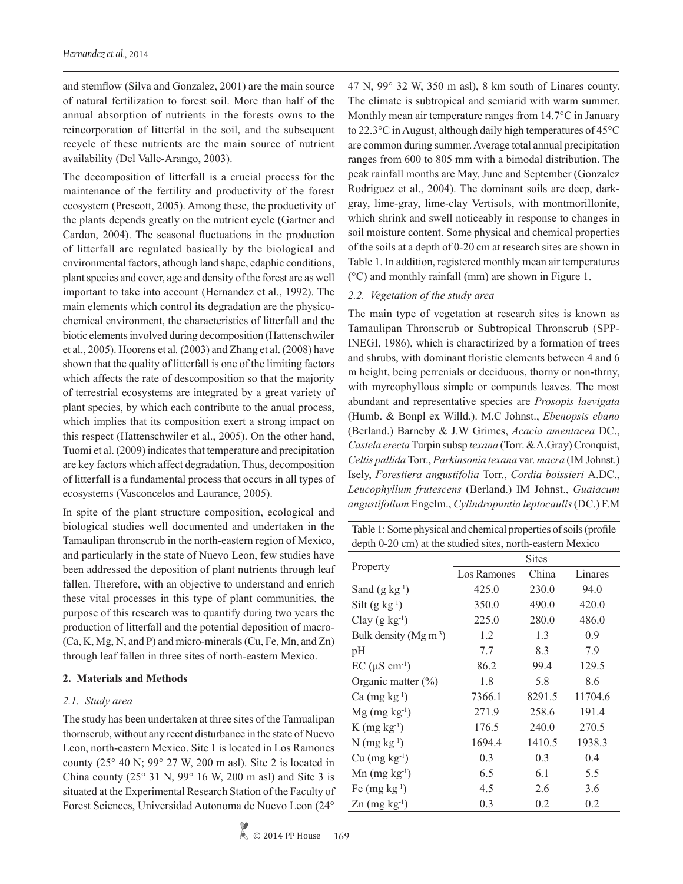and stemflow (Silva and Gonzalez, 2001) are the main source of natural fertilization to forest soil. More than half of the annual absorption of nutrients in the forests owns to the reincorporation of litterfal in the soil, and the subsequent recycle of these nutrients are the main source of nutrient availability (Del Valle-Arango, 2003).

The decomposition of litterfall is a crucial process for the maintenance of the fertility and productivity of the forest ecosystem (Prescott, 2005). Among these, the productivity of the plants depends greatly on the nutrient cycle (Gartner and Cardon, 2004). The seasonal fluctuations in the production of litterfall are regulated basically by the biological and environmental factors, athough land shape, edaphic conditions, plant species and cover, age and density of the forest are as well important to take into account (Hernandez et al., 1992). The main elements which control its degradation are the physico-chemical environment, the characteristics of litterfall and the biotic elements involved during decomposition (Hattenschwiler et al., 2005). Hoorens et al*.* (2003) and Zhang et al. (2008) have shown that the quality of litterfall is one of the limiting factors which affects the rate of descomposition so that the majority of terrestrial ecosystems are integrated by a great variety of plant species, by which each contribute to the anual process, which implies that its composition exert a strong impact on this respect (Hattenschwiler et al., 2005). On the other hand, Tuomi et al. (2009) indicates that temperature and precipitation are key factors which affect degradation. Thus, decomposition of litterfall is a fundamental process that occurs in all types of ecosystems (Vasconcelos and Laurance, 2005).

In spite of the plant structure composition, ecological and biological studies well documented and undertaken in the Tamaulipan thronscrub in the north-eastern region of Mexico, and particularly in the state of Nuevo Leon, few studies have been addressed the deposition of plant nutrients through leaf fallen. Therefore, with an objective to understand and enrich these vital processes in this type of plant communities, the purpose of this research was to quantify during two years the production of litterfall and the potential deposition of macro- (Ca, K, Mg, N, and P) and micro-minerals (Cu, Fe, Mn, and Zn) through leaf fallen in three sites of north-eastern Mexico.

## 2. Materials and Methods

### *2.1. Study area*

The study has been undertaken at three sites of the Tamualipan thornscrub, without any recent disturbance in the state of Nuevo Leon, north-eastern Mexico. Site 1 is located in Los Ramones county (25° 40 N; 99° 27 W, 200 m asl). Site 2 is located in China county (25° 31 N, 99° 16 W, 200 m asl) and Site 3 is situated at the Experimental Research Station of the Faculty of Forest Sciences, Universidad Autonoma de Nuevo Leon (24° 47 N, 99° 32 W, 350 m asl), 8 km south of Linares county. The climate is subtropical and semiarid with warm summer. Monthly mean air temperature ranges from 14.7°C in January to 22.3°C in August, although daily high temperatures of 45°C are common during summer. Average total annual precipitation ranges from 600 to 805 mm with a bimodal distribution. The peak rainfall months are May, June and September (Gonzalez Rodriguez et al., 2004). The dominant soils are deep, dark-gray, lime-gray, lime-clay Vertisols, with montmorillonite, which shrink and swell noticeably in response to changes in soil moisture content. Some physical and chemical properties of the soils at a depth of 0-20 cm at research sites are shown in Table 1. In addition, registered monthly mean air temperatures (°C) and monthly rainfall (mm) are shown in Figure 1.

### *2.2. Vegetation of the study area*

The main type of vegetation at research sites is known as Tamaulipan Thronscrub or Subtropical Thronscrub (SPP-INEGI, 1986), which is charactirized by a formation of trees and shrubs, with dominant floristic elements between 4 and 6 m height, being perrenials or deciduous, thorny or non-thrny, with myrcophyllous simple or compunds leaves. The most abundant and representative species are *Prosopis laevigata* (Humb. & Bonpl ex Willd.). M.C Johnst., *Ebenopsis ebano* (Berland.) Barneby & J.W Grimes, *Acacia amentacea* DC., *Castela erecta* Turpin subsp *texana* (Torr. & A.Gray) Cronquist, *Celtis pallida* Torr., *Parkinsonia texana* var. *macra* (IM Johnst.) Isely, *Forestiera angustifolia* Torr., *Cordia boissieri* A.DC., *Leucophyllum frutescens* (Berland.) IM Johnst., *Guaiacum angustifolium* Engelm., *Cylindropuntia leptocaulis* (DC.) F.M

Table 1: Some physical and chemical properties of soils (profile depth 0-20 cm) at the studied sites, north-eastern Mexico

| Property | Sites | | |
|---|---|---|---|
| | Los Ramones | China | Linares |
| Sand (g $kg^{-1}$) | 425.0 | 230.0 | 94.0 |
| Silt (g $kg^{-1}$) | 350.0 | 490.0 | 420.0 |
| Clay (g $kg^{-1}$) | 225.0 | 280.0 | 486.0 |
| Bulk density (Mg $m^{-3}$) | 1.2 | 1.3 | 0.9 |
| pH | 7.7 | 8.3 | 7.9 |
| EC (μS $cm^{-1}$) | 86.2 | 99.4 | 129.5 |
| Organic matter (%) | 1.8 | 5.8 | 8.6 |
| Ca (mg $kg^{-1}$) | 7366.1 | 8291.5 | 11704.6 |
| Mg (mg $kg^{-1}$) | 271.9 | 258.6 | 191.4 |
| K (mg $kg^{-1}$) | 176.5 | 240.0 | 270.5 |
| N (mg $kg^{-1}$) | 1694.4 | 1410.5 | 1938.3 |
| Cu (mg $kg^{-1}$) | 0.3 | 0.3 | 0.4 |
| Mn (mg $kg^{-1}$) | 6.5 | 6.1 | 5.5 |
| Fe (mg $kg^{-1}$) | 4.5 | 2.6 | 3.6 |
| Zn (mg $kg^{-1}$) | 0.3 | 0.2 | 0.2 |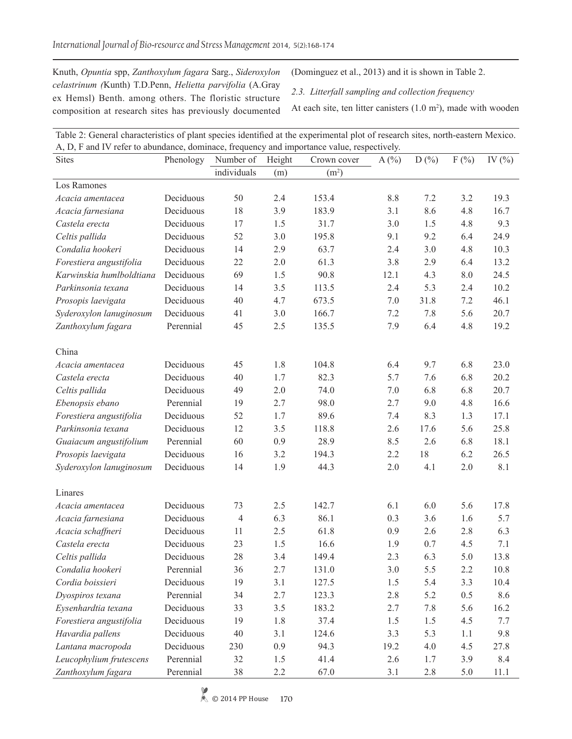Knuth, *Opuntia* spp, *Zanthoxylum fagara* Sarg., *Sideroxylon celastrinum (*Kunth) T.D.Penn, *Helietta parvifolia* (A.Gray ex Hemsl) Benth. among others. The floristic structure composition at research sites has previously documented (Dominguez et al., 2013) and it is shown in Table 2.

*2.3. Litterfall sampling and collection frequency*

At each site, ten litter canisters (1.0 m$^2$), made with wooden

Table 2: General characteristics of plant species identified at the experimental plot of research sites, north-eastern Mexico. A, D, F and IV refer to abundance, dominace, frequency and importance value, respectively.

| Sites | Phenology | Number of individuals | Height (m) | Crown cover (m$^2$) | A (%) | D (%) | F (%) | IV (%) |
|---|---|---|---|---|---|---|---|---|
| Los Ramones | | | | | | | | |
| *Acacia amentacea* | Deciduous | 50 | 2.4 | 153.4 | 8.8 | 7.2 | 3.2 | 19.3 |
| *Acacia farnesiana* | Deciduous | 18 | 3.9 | 183.9 | 3.1 | 8.6 | 4.8 | 16.7 |
| *Castela erecta* | Deciduous | 17 | 1.5 | 31.7 | 3.0 | 1.5 | 4.8 | 9.3 |
| *Celtis pallida* | Deciduous | 52 | 3.0 | 195.8 | 9.1 | 9.2 | 6.4 | 24.9 |
| *Condalia hookeri* | Deciduous | 14 | 2.9 | 63.7 | 2.4 | 3.0 | 4.8 | 10.3 |
| *Forestiera angustifolia* | Deciduous | 22 | 2.0 | 61.3 | 3.8 | 2.9 | 6.4 | 13.2 |
| *Karwinskia humlboldtiana* | Deciduous | 69 | 1.5 | 90.8 | 12.1 | 4.3 | 8.0 | 24.5 |
| *Parkinsonia texana* | Deciduous | 14 | 3.5 | 113.5 | 2.4 | 5.3 | 2.4 | 10.2 |
| *Prosopis laevigata* | Deciduous | 40 | 4.7 | 673.5 | 7.0 | 31.8 | 7.2 | 46.1 |
| *Syderoxylon lanuginosum* | Deciduous | 41 | 3.0 | 166.7 | 7.2 | 7.8 | 5.6 | 20.7 |
| *Zanthoxylum fagara* | Perennial | 45 | 2.5 | 135.5 | 7.9 | 6.4 | 4.8 | 19.2 |
| China | | | | | | | | |
| *Acacia amentacea* | Deciduous | 45 | 1.8 | 104.8 | 6.4 | 9.7 | 6.8 | 23.0 |
| *Castela erecta* | Deciduous | 40 | 1.7 | 82.3 | 5.7 | 7.6 | 6.8 | 20.2 |
| *Celtis pallida* | Deciduous | 49 | 2.0 | 74.0 | 7.0 | 6.8 | 6.8 | 20.7 |
| *Ebenopsis ebano* | Perennial | 19 | 2.7 | 98.0 | 2.7 | 9.0 | 4.8 | 16.6 |
| *Forestiera angustifolia* | Deciduous | 52 | 1.7 | 89.6 | 7.4 | 8.3 | 1.3 | 17.1 |
| *Parkinsonia texana* | Deciduous | 12 | 3.5 | 118.8 | 2.6 | 17.6 | 5.6 | 25.8 |
| *Guaiacum angustifolium* | Perennial | 60 | 0.9 | 28.9 | 8.5 | 2.6 | 6.8 | 18.1 |
| *Prosopis laevigata* | Deciduous | 16 | 3.2 | 194.3 | 2.2 | 18 | 6.2 | 26.5 |
| *Syderoxylon lanuginosum* | Deciduous | 14 | 1.9 | 44.3 | 2.0 | 4.1 | 2.0 | 8.1 |
| Linares | | | | | | | | |
| *Acacia amentacea* | Deciduous | 73 | 2.5 | 142.7 | 6.1 | 6.0 | 5.6 | 17.8 |
| *Acacia farnesiana* | Deciduous | 4 | 6.3 | 86.1 | 0.3 | 3.6 | 1.6 | 5.7 |
| *Acacia schaffneri* | Deciduous | 11 | 2.5 | 61.8 | 0.9 | 2.6 | 2.8 | 6.3 |
| *Castela erecta* | Deciduous | 23 | 1.5 | 16.6 | 1.9 | 0.7 | 4.5 | 7.1 |
| *Celtis pallida* | Deciduous | 28 | 3.4 | 149.4 | 2.3 | 6.3 | 5.0 | 13.8 |
| *Condalia hookeri* | Perennial | 36 | 2.7 | 131.0 | 3.0 | 5.5 | 2.2 | 10.8 |
| *Cordia boissieri* | Deciduous | 19 | 3.1 | 127.5 | 1.5 | 5.4 | 3.3 | 10.4 |
| *Dyospiros texana* | Perennial | 34 | 2.7 | 123.3 | 2.8 | 5.2 | 0.5 | 8.6 |
| *Eysenhardtia texana* | Deciduous | 33 | 3.5 | 183.2 | 2.7 | 7.8 | 5.6 | 16.2 |
| *Forestiera angustifolia* | Deciduous | 19 | 1.8 | 37.4 | 1.5 | 1.5 | 4.5 | 7.7 |
| *Havardia pallens* | Deciduous | 40 | 3.1 | 124.6 | 3.3 | 5.3 | 1.1 | 9.8 |
| *Lantana macropoda* | Deciduous | 230 | 0.9 | 94.3 | 19.2 | 4.0 | 4.5 | 27.8 |
| *Leucophylium frutescens* | Perennial | 32 | 1.5 | 41.4 | 2.6 | 1.7 | 3.9 | 8.4 |
| *Zanthoxylum fagara* | Perennial | 38 | 2.2 | 67.0 | 3.1 | 2.8 | 5.0 | 11.1 |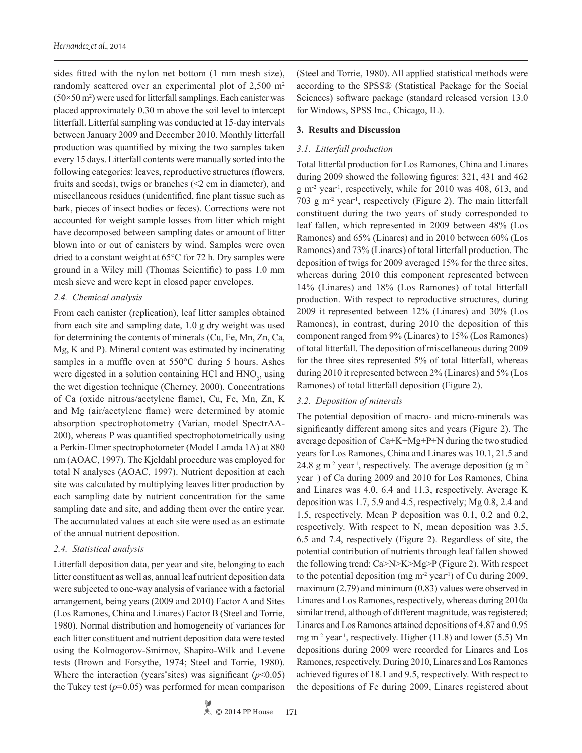sides fitted with the nylon net bottom (1 mm mesh size), randomly scattered over an experimental plot of 2,500 $m^2$ (50×50 $m^2$) were used for litterfall samplings. Each canister was placed approximately 0.30 m above the soil level to intercept litterfall. Litterfal sampling was conducted at 15-day intervals between January 2009 and December 2010. Monthly litterfall production was quantified by mixing the two samples taken every 15 days. Litterfall contents were manually sorted into the following categories: leaves, reproductive structures (flowers, fruits and seeds), twigs or branches (<2 cm in diameter), and miscellaneous residues (unidentified, fine plant tissue such as bark, pieces of insect bodies or feces). Corrections were not accounted for weight sample losses from litter which might have decomposed between sampling dates or amount of litter blown into or out of canisters by wind. Samples were oven dried to a constant weight at 65°C for 72 h. Dry samples were ground in a Wiley mill (Thomas Scientific) to pass 1.0 mm mesh sieve and were kept in closed paper envelopes.

### *2.4. Chemical analysis*

From each canister (replication), leaf litter samples obtained from each site and sampling date, 1.0 g dry weight was used for determining the contents of minerals (Cu, Fe, Mn, Zn, Ca, Mg, K and P). Mineral content was estimated by incinerating samples in a muffle oven at 550°C during 5 hours. Ashes were digested in a solution containing HCl and $HNO_3$, using the wet digestion technique (Cherney, 2000). Concentrations of Ca (oxide nitrous/acetylene flame), Cu, Fe, Mn, Zn, K and Mg (air/acetylene flame) were determined by atomic absorption spectrophotometry (Varian, model SpectrAA-200), whereas P was quantified spectrophotometrically using a Perkin-Elmer spectrophotometer (Model Lamda 1A) at 880 nm (AOAC, 1997). The Kjeldahl procedure was employed for total N analyses (AOAC, 1997). Nutrient deposition at each site was calculated by multiplying leaves litter production by each sampling date by nutrient concentration for the same sampling date and site, and adding them over the entire year. The accumulated values at each site were used as an estimate of the annual nutrient deposition.

### *2.4. Statistical analysis*

Litterfall deposition data, per year and site, belonging to each litter constituent as well as, annual leaf nutrient deposition data were subjected to one-way analysis of variance with a factorial arrangement, being years (2009 and 2010) Factor A and Sites (Los Ramones, China and Linares) Factor B (Steel and Torrie, 1980). Normal distribution and homogeneity of variances for each litter constituent and nutrient deposition data were tested using the Kolmogorov-Smirnov, Shapiro-Wilk and Levene tests (Brown and Forsythe, 1974; Steel and Torrie, 1980). Where the interaction (years*sites) was significant ($p$<0.05) the Tukey test ($p$=0.05) was performed for mean comparison (Steel and Torrie, 1980). All applied statistical methods were according to the SPSS® (Statistical Package for the Social Sciences) software package (standard released version 13.0 for Windows, SPSS Inc., Chicago, IL).

## 3. Results and Discussion

### *3.1. Litterfall production*

Total litterfal production for Los Ramones, China and Linares during 2009 showed the following figures: 321, 431 and 462 g $m^{-2}$ $year^{-1}$, respectively, while for 2010 was 408, 613, and 703 g $m^{-2}$ $year^{-1}$, respectively (Figure 2). The main litterfall constituent during the two years of study corresponded to leaf fallen, which represented in 2009 between 48% (Los Ramones) and 65% (Linares) and in 2010 between 60% (Los Ramones) and 73% (Linares) of total litterfall production. The deposition of twigs for 2009 averaged 15% for the three sites, whereas during 2010 this component represented between 14% (Linares) and 18% (Los Ramones) of total litterfall production. With respect to reproductive structures, during 2009 it represented between 12% (Linares) and 30% (Los Ramones), in contrast, during 2010 the deposition of this component ranged from 9% (Linares) to 15% (Los Ramones) of total litterfall. The deposition of miscellaneous during 2009 for the three sites represented 5% of total litterfall, whereas during 2010 it represented between 2% (Linares) and 5% (Los Ramones) of total litterfall deposition (Figure 2).

### *3.2. Deposition of minerals*

The potential deposition of macro- and micro-minerals was significantly different among sites and years (Figure 2). The average deposition of Ca+K+Mg+P+N during the two studied years for Los Ramones, China and Linares was 10.1, 21.5 and 24.8 g $m^{-2}$ $year^{-1}$, respectively. The average deposition (g $m^{-2}$ $year^{-1}$) of Ca during 2009 and 2010 for Los Ramones, China and Linares was 4.0, 6.4 and 11.3, respectively. Average K deposition was 1.7, 5.9 and 4.5, respectively; Mg 0.8, 2.4 and 1.5, respectively. Mean P deposition was 0.1, 0.2 and 0.2, respectively. With respect to N, mean deposition was 3.5, 6.5 and 7.4, respectively (Figure 2). Regardless of site, the potential contribution of nutrients through leaf fallen showed the following trend: Ca>N>K>Mg>P (Figure 2). With respect to the potential deposition (mg $m^{-2}$ $year^{-1}$) of Cu during 2009, maximum (2.79) and minimum (0.83) values were observed in Linares and Los Ramones, respectively, whereas during 2010a similar trend, although of different magnitude, was registered; Linares and Los Ramones attained depositions of 4.87 and 0.95 mg $m^{-2}$ $year^{-1}$, respectively. Higher (11.8) and lower (5.5) Mn depositions during 2009 were recorded for Linares and Los Ramones, respectively. During 2010, Linares and Los Ramones achieved figures of 18.1 and 9.5, respectively. With respect to the depositions of Fe during 2009, Linares registered about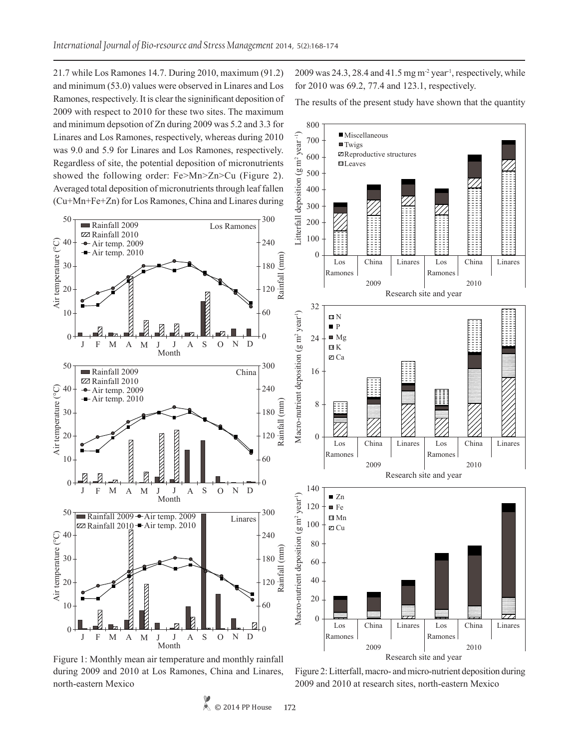21.7 while Los Ramones 14.7. During 2010, maximum (91.2) and minimum (53.0) values were observed in Linares and Los Ramones, respectively. It is clear the signinificant deposition of 2009 with respect to 2010 for these two sites. The maximum and minimum depsotion of Zn during 2009 was 5.2 and 3.3 for Linares and Los Ramones, respectively, whereas during 2010 was 9.0 and 5.9 for Linares and Los Ramones, respectively. Regardless of site, the potential deposition of micronutrients showed the following order: Fe>Mn>Zn>Cu (Figure 2). Averaged total deposition of micronutrients through leaf fallen (Cu+Mn+Fe+Zn) for Los Ramones, China and Linares during 2009 was 24.3, 28.4 and 41.5 mg m$^{-2}$ year$^{-1}$, respectively, while for 2010 was 69.2, 77.4 and 123.1, respectively.

Figure 1: Monthly mean air temperature and monthly rainfall during 2009 and 2010 at Los Ramones, China and Linares, north-eastern Mexico

The results of the present study have shown that the quantity

Figure 2: Litterfall, macro- and micro-nutrient deposition during 2009 and 2010 at research sites, north-eastern Mexico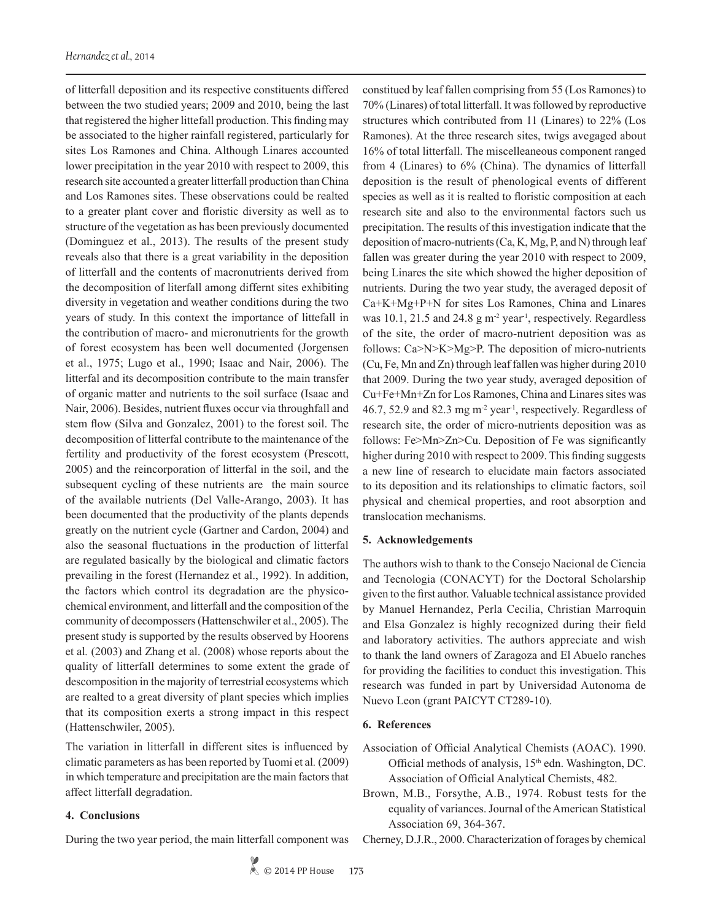of litterfall deposition and its respective constituents differed between the two studied years; 2009 and 2010, being the last that registered the higher littefall production. This finding may be associated to the higher rainfall registered, particularly for sites Los Ramones and China. Although Linares accounted lower precipitation in the year 2010 with respect to 2009, this research site accounted a greater litterfall production than China and Los Ramones sites. These observations could be realted to a greater plant cover and floristic diversity as well as to structure of the vegetation as has been previously documented (Dominguez et al., 2013). The results of the present study reveals also that there is a great variability in the deposition of litterfall and the contents of macronutrients derived from the decomposition of literfall among differnt sites exhibiting diversity in vegetation and weather conditions during the two years of study. In this context the importance of littefall in the contribution of macro- and micronutrients for the growth of forest ecosystem has been well documented (Jorgensen et al., 1975; Lugo et al., 1990; Isaac and Nair, 2006). The litterfal and its decomposition contribute to the main transfer of organic matter and nutrients to the soil surface (Isaac and Nair, 2006). Besides, nutrient fluxes occur via throughfall and stem flow (Silva and Gonzalez, 2001) to the forest soil. The decomposition of litterfal contribute to the maintenance of the fertility and productivity of the forest ecosystem (Prescott, 2005) and the reincorporation of litterfal in the soil, and the subsequent cycling of these nutrients are the main source of the available nutrients (Del Valle-Arango, 2003). It has been documented that the productivity of the plants depends greatly on the nutrient cycle (Gartner and Cardon, 2004) and also the seasonal fluctuations in the production of litterfal are regulated basically by the biological and climatic factors prevailing in the forest (Hernandez et al., 1992). In addition, the factors which control its degradation are the physico-chemical environment, and litterfall and the composition of the community of decompossers (Hattenschwiler et al., 2005). The present study is supported by the results observed by Hoorens et al. (2003) and Zhang et al. (2008) whose reports about the quality of litterfall determines to some extent the grade of descomposition in the majority of terrestrial ecosystems which are realted to a great diversity of plant species which implies that its composition exerts a strong impact in this respect (Hattenschwiler, 2005).

The variation in litterfall in different sites is influenced by climatic parameters as has been reported by Tuomi et al. (2009) in which temperature and precipitation are the main factors that affect litterfall degradation.

## 4. Conclusions

During the two year period, the main litterfall component was constitued by leaf fallen comprising from 55 (Los Ramones) to 70% (Linares) of total litterfall. It was followed by reproductive structures which contributed from 11 (Linares) to 22% (Los Ramones). At the three research sites, twigs avegaged about 16% of total litterfall. The miscelleaneous component ranged from 4 (Linares) to 6% (China). The dynamics of litterfall deposition is the result of phenological events of different species as well as it is realted to floristic composition at each research site and also to the environmental factors such us precipitation. The results of this investigation indicate that the deposition of macro-nutrients (Ca, K, Mg, P, and N) through leaf fallen was greater during the year 2010 with respect to 2009, being Linares the site which showed the higher deposition of nutrients. During the two year study, the averaged deposit of Ca+K+Mg+P+N for sites Los Ramones, China and Linares was 10.1, 21.5 and 24.8 g $m^{-2}$ $year^{-1}$, respectively. Regardless of the site, the order of macro-nutrient deposition was as follows: Ca>N>K>Mg>P. The deposition of micro-nutrients (Cu, Fe, Mn and Zn) through leaf fallen was higher during 2010 that 2009. During the two year study, averaged deposition of Cu+Fe+Mn+Zn for Los Ramones, China and Linares sites was 46.7, 52.9 and 82.3 mg $m^{-2}$ $year^{-1}$, respectively. Regardless of research site, the order of micro-nutrients deposition was as follows: Fe>Mn>Zn>Cu. Deposition of Fe was significantly higher during 2010 with respect to 2009. This finding suggests a new line of research to elucidate main factors associated to its deposition and its relationships to climatic factors, soil physical and chemical properties, and root absorption and translocation mechanisms.

## 5. Acknowledgements

The authors wish to thank to the Consejo Nacional de Ciencia and Tecnologia (CONACYT) for the Doctoral Scholarship given to the first author. Valuable technical assistance provided by Manuel Hernandez, Perla Cecilia, Christian Marroquin and Elsa Gonzalez is highly recognized during their field and laboratory activities. The authors appreciate and wish to thank the land owners of Zaragoza and El Abuelo ranches for providing the facilities to conduct this investigation. This research was funded in part by Universidad Autonoma de Nuevo Leon (grant PAICYT CT289-10).

## 6. References

Association of Official Analytical Chemists (AOAC). 1990. Official methods of analysis, 15th edn. Washington, DC. Association of Official Analytical Chemists, 482.

Brown, M.B., Forsythe, A.B., 1974. Robust tests for the equality of variances. Journal of the American Statistical Association 69, 364-367.

Cherney, D.J.R., 2000. Characterization of forages by chemical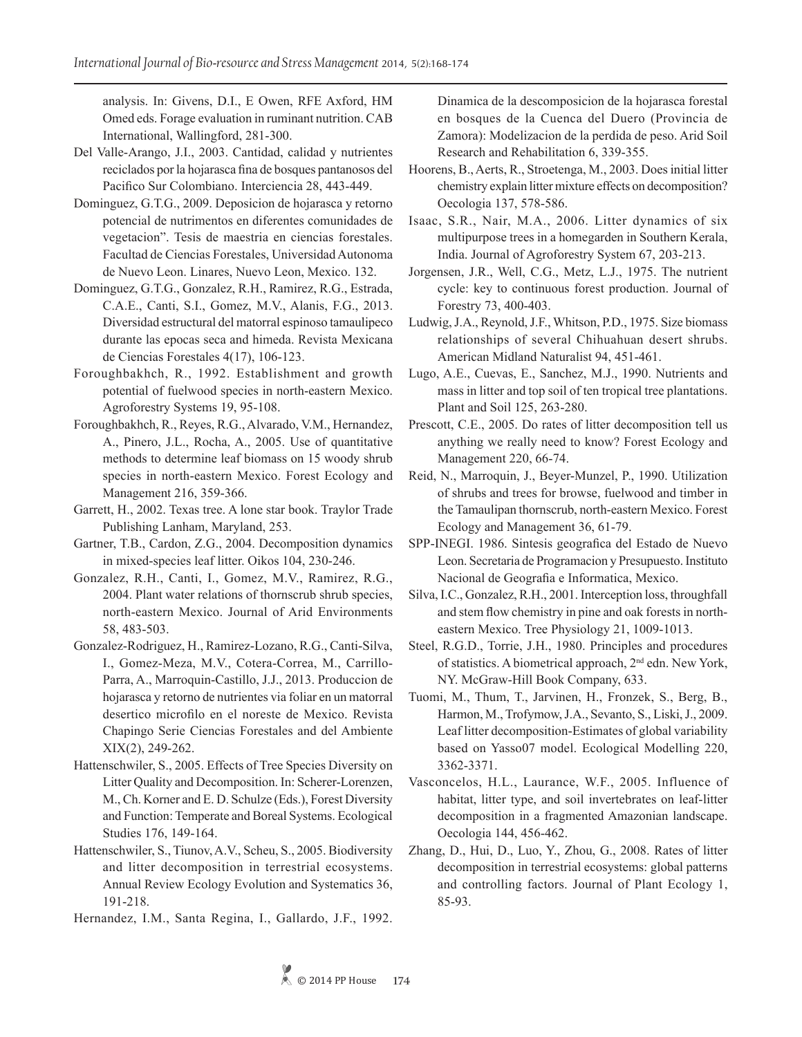analysis. In: Givens, D.I., E Owen, RFE Axford, HM Omed eds. Forage evaluation in ruminant nutrition. CAB International, Wallingford, 281-300.

Del Valle-Arango, J.I., 2003. Cantidad, calidad y nutrientes reciclados por la hojarasca fina de bosques pantanosos del Pacifico Sur Colombiano. Interciencia 28, 443-449.

Dominguez, G.T.G., 2009. Deposicion de hojarasca y retorno potencial de nutrimentos en diferentes comunidades de vegetacion". Tesis de maestria en ciencias forestales. Facultad de Ciencias Forestales, Universidad Autonoma de Nuevo Leon. Linares, Nuevo Leon, Mexico. 132.

Dominguez, G.T.G., Gonzalez, R.H., Ramirez, R.G., Estrada, C.A.E., Canti, S.I., Gomez, M.V., Alanis, F.G., 2013. Diversidad estructural del matorral espinoso tamaulipeco durante las epocas seca and himeda. Revista Mexicana de Ciencias Forestales 4(17), 106-123.

Foroughbakhch, R., 1992. Establishment and growth potential of fuelwood species in north-eastern Mexico. Agroforestry Systems 19, 95-108.

Foroughbakhch, R., Reyes, R.G., Alvarado, V.M., Hernandez, A., Pinero, J.L., Rocha, A., 2005. Use of quantitative methods to determine leaf biomass on 15 woody shrub species in north-eastern Mexico. Forest Ecology and Management 216, 359-366.

Garrett, H., 2002. Texas tree. A lone star book. Traylor Trade Publishing Lanham, Maryland, 253.

Gartner, T.B., Cardon, Z.G., 2004. Decomposition dynamics in mixed-species leaf litter. Oikos 104, 230-246.

Gonzalez, R.H., Canti, I., Gomez, M.V., Ramirez, R.G., 2004. Plant water relations of thornscrub shrub species, north-eastern Mexico. Journal of Arid Environments 58, 483-503.

Gonzalez-Rodriguez, H., Ramirez-Lozano, R.G., Canti-Silva, I., Gomez-Meza, M.V., Cotera-Correa, M., Carrillo-Parra, A., Marroquin-Castillo, J.J., 2013. Produccion de hojarasca y retorno de nutrientes via foliar en un matorral desertico microfilo en el noreste de Mexico. Revista Chapingo Serie Ciencias Forestales and del Ambiente XIX(2), 249-262.

Hattenschwiler, S., 2005. Effects of Tree Species Diversity on Litter Quality and Decomposition. In: Scherer-Lorenzen, M., Ch. Korner and E. D. Schulze (Eds.), Forest Diversity and Function: Temperate and Boreal Systems. Ecological Studies 176, 149-164.

Hattenschwiler, S., Tiunov, A.V., Scheu, S., 2005. Biodiversity and litter decomposition in terrestrial ecosystems. Annual Review Ecology Evolution and Systematics 36, 191-218.

Hernandez, I.M., Santa Regina, I., Gallardo, J.F., 1992. Dinamica de la descomposicion de la hojarasca forestal en bosques de la Cuenca del Duero (Provincia de Zamora): Modelizacion de la perdida de peso. Arid Soil Research and Rehabilitation 6, 339-355.

Hoorens, B., Aerts, R., Stroetenga, M., 2003. Does initial litter chemistry explain litter mixture effects on decomposition? Oecologia 137, 578-586.

Isaac, S.R., Nair, M.A., 2006. Litter dynamics of six multipurpose trees in a homegarden in Southern Kerala, India. Journal of Agroforestry System 67, 203-213.

Jorgensen, J.R., Well, C.G., Metz, L.J., 1975. The nutrient cycle: key to continuous forest production. Journal of Forestry 73, 400-403.

Ludwig, J.A., Reynold, J.F., Whitson, P.D., 1975. Size biomass relationships of several Chihuahuan desert shrubs. American Midland Naturalist 94, 451-461.

Lugo, A.E., Cuevas, E., Sanchez, M.J., 1990. Nutrients and mass in litter and top soil of ten tropical tree plantations. Plant and Soil 125, 263-280.

Prescott, C.E., 2005. Do rates of litter decomposition tell us anything we really need to know? Forest Ecology and Management 220, 66-74.

Reid, N., Marroquin, J., Beyer-Munzel, P., 1990. Utilization of shrubs and trees for browse, fuelwood and timber in the Tamaulipan thornscrub, north-eastern Mexico. Forest Ecology and Management 36, 61-79.

SPP-INEGI. 1986. Sintesis geografica del Estado de Nuevo Leon. Secretaria de Programacion y Presupuesto. Instituto Nacional de Geografia e Informatica, Mexico.

Silva, I.C., Gonzalez, R.H., 2001. Interception loss, throughfall and stem flow chemistry in pine and oak forests in north-eastern Mexico. Tree Physiology 21, 1009-1013.

Steel, R.G.D., Torrie, J.H., 1980. Principles and procedures of statistics. A biometrical approach, 2nd edn. New York, NY. McGraw-Hill Book Company, 633.

Tuomi, M., Thum, T., Jarvinen, H., Fronzek, S., Berg, B., Harmon, M., Trofymow, J.A., Sevanto, S., Liski, J., 2009. Leaf litter decomposition-Estimates of global variability based on Yasso07 model. Ecological Modelling 220, 3362-3371.

Vasconcelos, H.L., Laurance, W.F., 2005. Influence of habitat, litter type, and soil invertebrates on leaf-litter decomposition in a fragmented Amazonian landscape. Oecologia 144, 456-462.

Zhang, D., Hui, D., Luo, Y., Zhou, G., 2008. Rates of litter decomposition in terrestrial ecosystems: global patterns and controlling factors. Journal of Plant Ecology 1, 85-93.